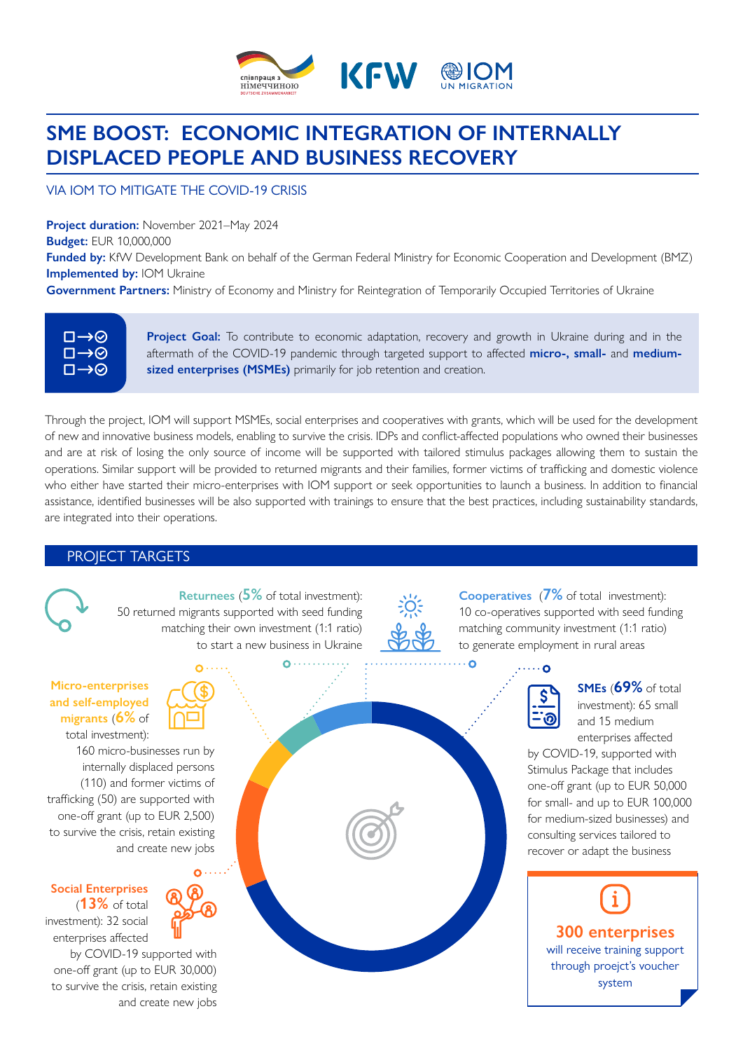співпраця з німеччиною DEUTSCHE ZUSAMMENARBEIT | KFW | IOM UN MIGRATION

# SME BOOST: ECONOMIC INTEGRATION OF INTERNALLY DISPLACED PEOPLE AND BUSINESS RECOVERY

VIA IOM TO MITIGATE THE COVID-19 CRISIS

**Project duration:** November 2021–May 2024
**Budget:** EUR 10,000,000
**Funded by:** KfW Development Bank on behalf of the German Federal Ministry for Economic Cooperation and Development (BMZ)
**Implemented by:** IOM Ukraine
**Government Partners:** Ministry of Economy and Ministry for Reintegration of Temporarily Occupied Territories of Ukraine

**Project Goal:** To contribute to economic adaptation, recovery and growth in Ukraine during and in the aftermath of the COVID-19 pandemic through targeted support to affected **micro-**, **small-** and **medium-sized enterprises (MSMEs)** primarily for job retention and creation.

Through the project, IOM will support MSMEs, social enterprises and cooperatives with grants, which will be used for the development of new and innovative business models, enabling to survive the crisis. IDPs and conflict-affected populations who owned their businesses and are at risk of losing the only source of income will be supported with tailored stimulus packages allowing them to sustain the operations. Similar support will be provided to returned migrants and their families, former victims of trafficking and domestic violence who either have started their micro-enterprises with IOM support or seek opportunities to launch a business. In addition to financial assistance, identified businesses will be also supported with trainings to ensure that the best practices, including sustainability standards, are integrated into their operations.

## PROJECT TARGETS

**Returnees** (**5%** of total investment): 50 returned migrants supported with seed funding matching their own investment (1:1 ratio) to start a new business in Ukraine

**Cooperatives** (**7%** of total investment): 10 co-operatives supported with seed funding matching community investment (1:1 ratio) to generate employment in rural areas

**Micro-enterprises and self-employed migrants** (**6%** of total investment): 160 micro-businesses run by internally displaced persons (110) and former victims of trafficking (50) are supported with one-off grant (up to EUR 2,500) to survive the crisis, retain existing and create new jobs

**SMEs** (**69%** of total investment): 65 small and 15 medium enterprises affected by COVID-19, supported with Stimulus Package that includes one-off grant (up to EUR 50,000 for small- and up to EUR 100,000 for medium-sized businesses) and consulting services tailored to recover or adapt the business

**Social Enterprises** (**13%** of total investment): 32 social enterprises affected by COVID-19 supported with one-off grant (up to EUR 30,000) to survive the crisis, retain existing and create new jobs

**300 enterprises** will receive training support through proejct's voucher system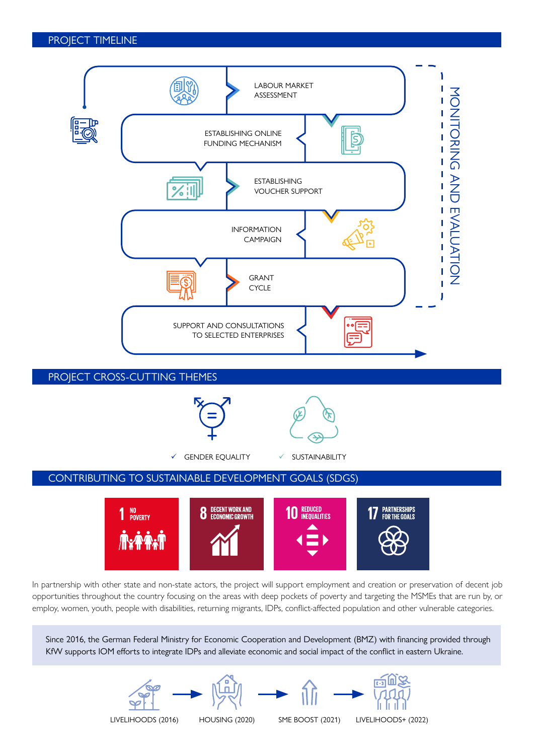## PROJECT TIMELINE

LABOUR MARKET ASSESSMENT

ESTABLISHING ONLINE FUNDING MECHANISM

ESTABLISHING VOUCHER SUPPORT

INFORMATION CAMPAIGN

GRANT CYCLE

SUPPORT AND CONSULTATIONS TO SELECTED ENTERPRISES

MONITORING AND EVALUATION

## PROJECT CROSS-CUTTING THEMES

- ✓ GENDER EQUALITY
- ✓ SUSTAINABILITY

## CONTRIBUTING TO SUSTAINABLE DEVELOPMENT GOALS (SDGS)

1 NO POVERTY

8 DECENT WORK AND ECONOMIC GROWTH

10 REDUCED INEQUALITIES

17 PARTNERSHIPS FOR THE GOALS

In partnership with other state and non-state actors, the project will support employment and creation or preservation of decent job opportunities throughout the country focusing on the areas with deep pockets of poverty and targeting the MSMEs that are run by, or employ, women, youth, people with disabilities, returning migrants, IDPs, conflict-affected population and other vulnerable categories.

Since 2016, the German Federal Ministry for Economic Cooperation and Development (BMZ) with financing provided through KfW supports IOM efforts to integrate IDPs and alleviate economic and social impact of the conflict in eastern Ukraine.

LIVELIHOODS (2016) → HOUSING (2020) → SME BOOST (2021) → LIVELIHOODS+ (2022)